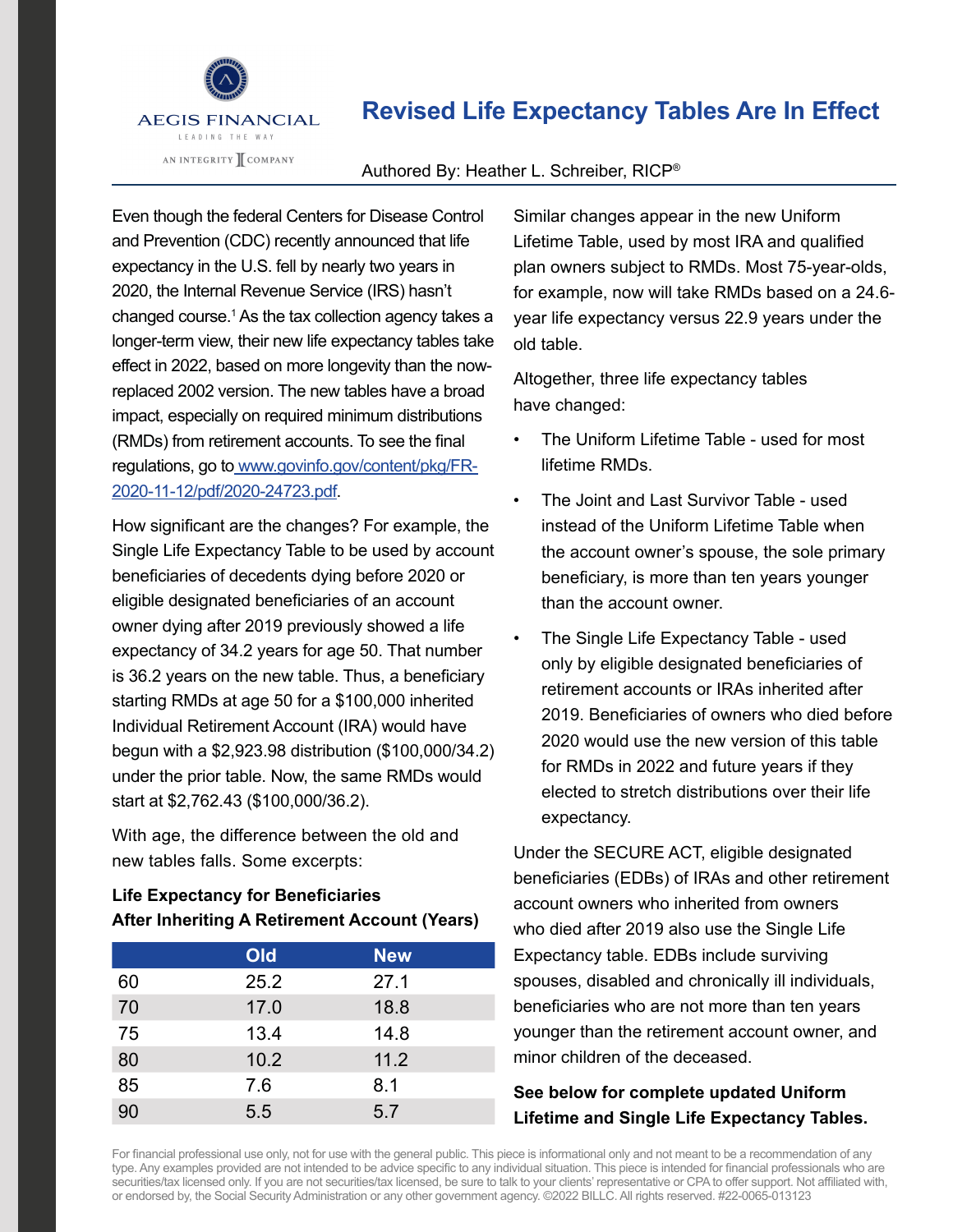AEGIS FINANCIAL

LEADING THE WAY

AN INTEGRITY COMPANY

# Revised Life Expectancy Tables Are In Effect

Authored By: Heather L. Schreiber, RICP®

Even though the federal Centers for Disease Control and Prevention (CDC) recently announced that life expectancy in the U.S. fell by nearly two years in 2020, the Internal Revenue Service (IRS) hasn't changed course.[1] As the tax collection agency takes a longer-term view, their new life expectancy tables take effect in 2022, based on more longevity than the now-replaced 2002 version. The new tables have a broad impact, especially on required minimum distributions (RMDs) from retirement accounts. To see the final regulations, go to [www.govinfo.gov/content/pkg/FR-2020-11-12/pdf/2020-24723.pdf](www.govinfo.gov/content/pkg/FR-2020-11-12/pdf/2020-24723.pdf).

How significant are the changes? For example, the Single Life Expectancy Table to be used by account beneficiaries of decedents dying before 2020 or eligible designated beneficiaries of an account owner dying after 2019 previously showed a life expectancy of 34.2 years for age 50. That number is 36.2 years on the new table. Thus, a beneficiary starting RMDs at age 50 for a $100,000 inherited Individual Retirement Account (IRA) would have begun with a $2,923.98 distribution ($100,000/34.2) under the prior table. Now, the same RMDs would start at $2,762.43 ($100,000/36.2).

With age, the difference between the old and new tables falls. Some excerpts:

**Life Expectancy for Beneficiaries After Inheriting A Retirement Account (Years)**

| | Old | New |
|---|---|---|
| 60 | 25.2 | 27.1 |
| 70 | 17.0 | 18.8 |
| 75 | 13.4 | 14.8 |
| 80 | 10.2 | 11.2 |
| 85 | 7.6 | 8.1 |
| 90 | 5.5 | 5.7 |

Similar changes appear in the new Uniform Lifetime Table, used by most IRA and qualified plan owners subject to RMDs. Most 75-year-olds, for example, now will take RMDs based on a 24.6-year life expectancy versus 22.9 years under the old table.

Altogether, three life expectancy tables have changed:

- The Uniform Lifetime Table - used for most lifetime RMDs.
- The Joint and Last Survivor Table - used instead of the Uniform Lifetime Table when the account owner's spouse, the sole primary beneficiary, is more than ten years younger than the account owner.
- The Single Life Expectancy Table - used only by eligible designated beneficiaries of retirement accounts or IRAs inherited after 2019. Beneficiaries of owners who died before 2020 would use the new version of this table for RMDs in 2022 and future years if they elected to stretch distributions over their life expectancy.

Under the SECURE ACT, eligible designated beneficiaries (EDBs) of IRAs and other retirement account owners who inherited from owners who died after 2019 also use the Single Life Expectancy table. EDBs include surviving spouses, disabled and chronically ill individuals, beneficiaries who are not more than ten years younger than the retirement account owner, and minor children of the deceased.

**See below for complete updated Uniform Lifetime and Single Life Expectancy Tables.**

For financial professional use only, not for use with the general public. This piece is informational only and not meant to be a recommendation of any type. Any examples provided are not intended to be advice specific to any individual situation. This piece is intended for financial professionals who are securities/tax licensed only. If you are not securities/tax licensed, be sure to talk to your clients' representative or CPA to offer support. Not affiliated with, or endorsed by, the Social Security Administration or any other government agency. ©2022 BILLC. All rights reserved. #22-0065-013123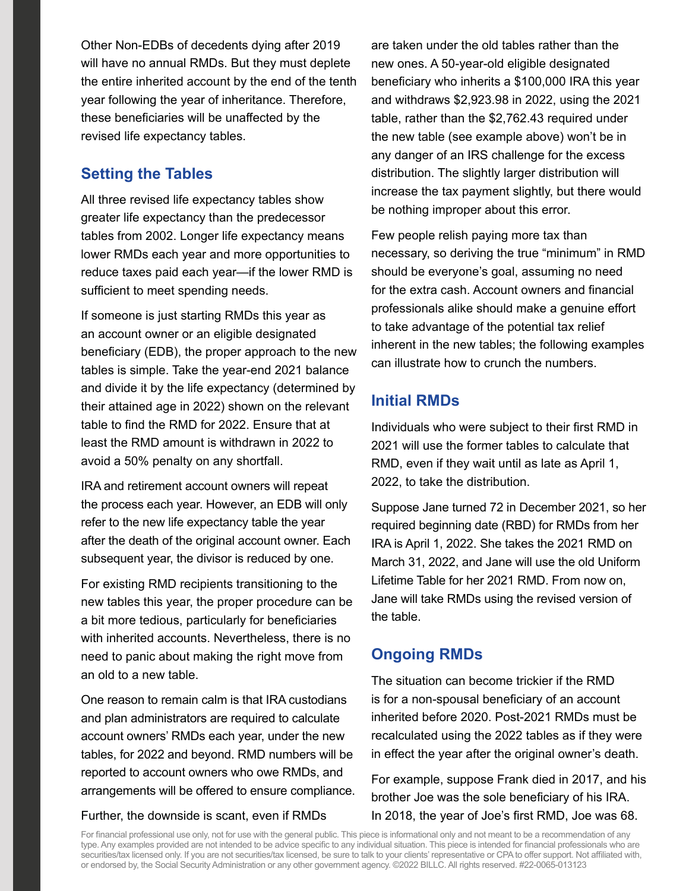Other Non-EDBs of decedents dying after 2019 will have no annual RMDs. But they must deplete the entire inherited account by the end of the tenth year following the year of inheritance. Therefore, these beneficiaries will be unaffected by the revised life expectancy tables.

## Setting the Tables

All three revised life expectancy tables show greater life expectancy than the predecessor tables from 2002. Longer life expectancy means lower RMDs each year and more opportunities to reduce taxes paid each year—if the lower RMD is sufficient to meet spending needs.

If someone is just starting RMDs this year as an account owner or an eligible designated beneficiary (EDB), the proper approach to the new tables is simple. Take the year-end 2021 balance and divide it by the life expectancy (determined by their attained age in 2022) shown on the relevant table to find the RMD for 2022. Ensure that at least the RMD amount is withdrawn in 2022 to avoid a 50% penalty on any shortfall.

IRA and retirement account owners will repeat the process each year. However, an EDB will only refer to the new life expectancy table the year after the death of the original account owner. Each subsequent year, the divisor is reduced by one.

For existing RMD recipients transitioning to the new tables this year, the proper procedure can be a bit more tedious, particularly for beneficiaries with inherited accounts. Nevertheless, there is no need to panic about making the right move from an old to a new table.

One reason to remain calm is that IRA custodians and plan administrators are required to calculate account owners' RMDs each year, under the new tables, for 2022 and beyond. RMD numbers will be reported to account owners who owe RMDs, and arrangements will be offered to ensure compliance.

Further, the downside is scant, even if RMDs are taken under the old tables rather than the new ones. A 50-year-old eligible designated beneficiary who inherits a $100,000 IRA this year and withdraws $2,923.98 in 2022, using the 2021 table, rather than the $2,762.43 required under the new table (see example above) won't be in any danger of an IRS challenge for the excess distribution. The slightly larger distribution will increase the tax payment slightly, but there would be nothing improper about this error.

Few people relish paying more tax than necessary, so deriving the true "minimum" in RMD should be everyone's goal, assuming no need for the extra cash. Account owners and financial professionals alike should make a genuine effort to take advantage of the potential tax relief inherent in the new tables; the following examples can illustrate how to crunch the numbers.

## Initial RMDs

Individuals who were subject to their first RMD in 2021 will use the former tables to calculate that RMD, even if they wait until as late as April 1, 2022, to take the distribution.

Suppose Jane turned 72 in December 2021, so her required beginning date (RBD) for RMDs from her IRA is April 1, 2022. She takes the 2021 RMD on March 31, 2022, and Jane will use the old Uniform Lifetime Table for her 2021 RMD. From now on, Jane will take RMDs using the revised version of the table.

## Ongoing RMDs

The situation can become trickier if the RMD is for a non-spousal beneficiary of an account inherited before 2020. Post-2021 RMDs must be recalculated using the 2022 tables as if they were in effect the year after the original owner's death.

For example, suppose Frank died in 2017, and his brother Joe was the sole beneficiary of his IRA. In 2018, the year of Joe's first RMD, Joe was 68.

For financial professional use only, not for use with the general public. This piece is informational only and not meant to be a recommendation of any type. Any examples provided are not intended to be advice specific to any individual situation. This piece is intended for financial professionals who are securities/tax licensed only. If you are not securities/tax licensed, be sure to talk to your clients' representative or CPA to offer support. Not affiliated with, or endorsed by, the Social Security Administration or any other government agency. ©2022 BILLC. All rights reserved. #22-0065-013123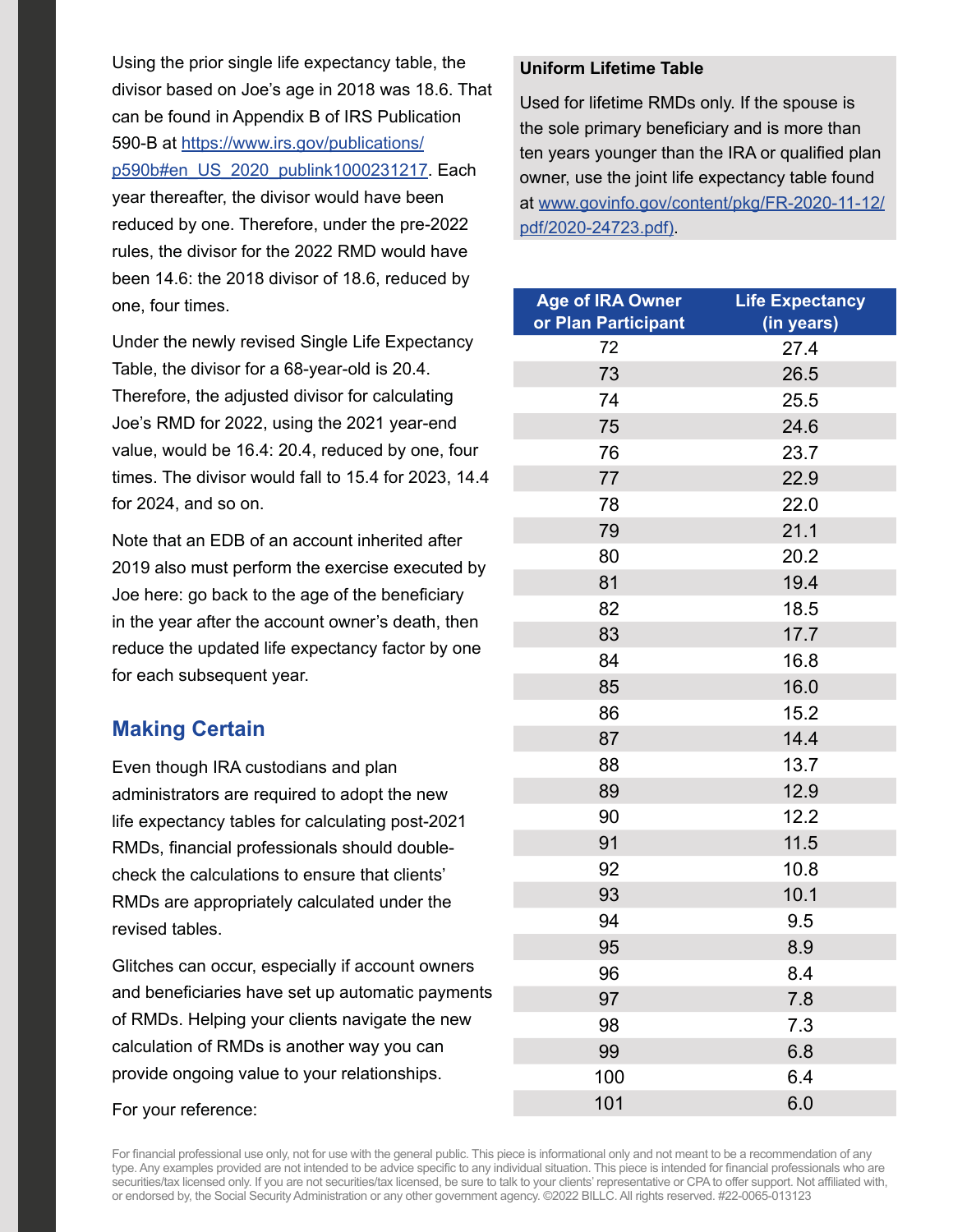Using the prior single life expectancy table, the divisor based on Joe's age in 2018 was 18.6. That can be found in Appendix B of IRS Publication 590-B at [https://www.irs.gov/publications/p590b#en_US_2020_publink1000231217](https://www.irs.gov/publications/p590b#en_US_2020_publink1000231217). Each year thereafter, the divisor would have been reduced by one. Therefore, under the pre-2022 rules, the divisor for the 2022 RMD would have been 14.6: the 2018 divisor of 18.6, reduced by one, four times.

Under the newly revised Single Life Expectancy Table, the divisor for a 68-year-old is 20.4. Therefore, the adjusted divisor for calculating Joe's RMD for 2022, using the 2021 year-end value, would be 16.4: 20.4, reduced by one, four times. The divisor would fall to 15.4 for 2023, 14.4 for 2024, and so on.

Note that an EDB of an account inherited after 2019 also must perform the exercise executed by Joe here: go back to the age of the beneficiary in the year after the account owner's death, then reduce the updated life expectancy factor by one for each subsequent year.

## Making Certain

Even though IRA custodians and plan administrators are required to adopt the new life expectancy tables for calculating post-2021 RMDs, financial professionals should double-check the calculations to ensure that clients' RMDs are appropriately calculated under the revised tables.

Glitches can occur, especially if account owners and beneficiaries have set up automatic payments of RMDs. Helping your clients navigate the new calculation of RMDs is another way you can provide ongoing value to your relationships.

For your reference:

**Uniform Lifetime Table**

Used for lifetime RMDs only. If the spouse is the sole primary beneficiary and is more than ten years younger than the IRA or qualified plan owner, use the joint life expectancy table found at [www.govinfo.gov/content/pkg/FR-2020-11-12/pdf/2020-24723.pdf](www.govinfo.gov/content/pkg/FR-2020-11-12/pdf/2020-24723.pdf).

| Age of IRA Owner or Plan Participant | Life Expectancy (in years) |
|---|---|
| 72 | 27.4 |
| 73 | 26.5 |
| 74 | 25.5 |
| 75 | 24.6 |
| 76 | 23.7 |
| 77 | 22.9 |
| 78 | 22.0 |
| 79 | 21.1 |
| 80 | 20.2 |
| 81 | 19.4 |
| 82 | 18.5 |
| 83 | 17.7 |
| 84 | 16.8 |
| 85 | 16.0 |
| 86 | 15.2 |
| 87 | 14.4 |
| 88 | 13.7 |
| 89 | 12.9 |
| 90 | 12.2 |
| 91 | 11.5 |
| 92 | 10.8 |
| 93 | 10.1 |
| 94 | 9.5 |
| 95 | 8.9 |
| 96 | 8.4 |
| 97 | 7.8 |
| 98 | 7.3 |
| 99 | 6.8 |
| 100 | 6.4 |
| 101 | 6.0 |

For financial professional use only, not for use with the general public. This piece is informational only and not meant to be a recommendation of any type. Any examples provided are not intended to be advice specific to any individual situation. This piece is intended for financial professionals who are securities/tax licensed only. If you are not securities/tax licensed, be sure to talk to your clients' representative or CPA to offer support. Not affiliated with, or endorsed by, the Social Security Administration or any other government agency. ©2022 BILLC. All rights reserved. #22-0065-013123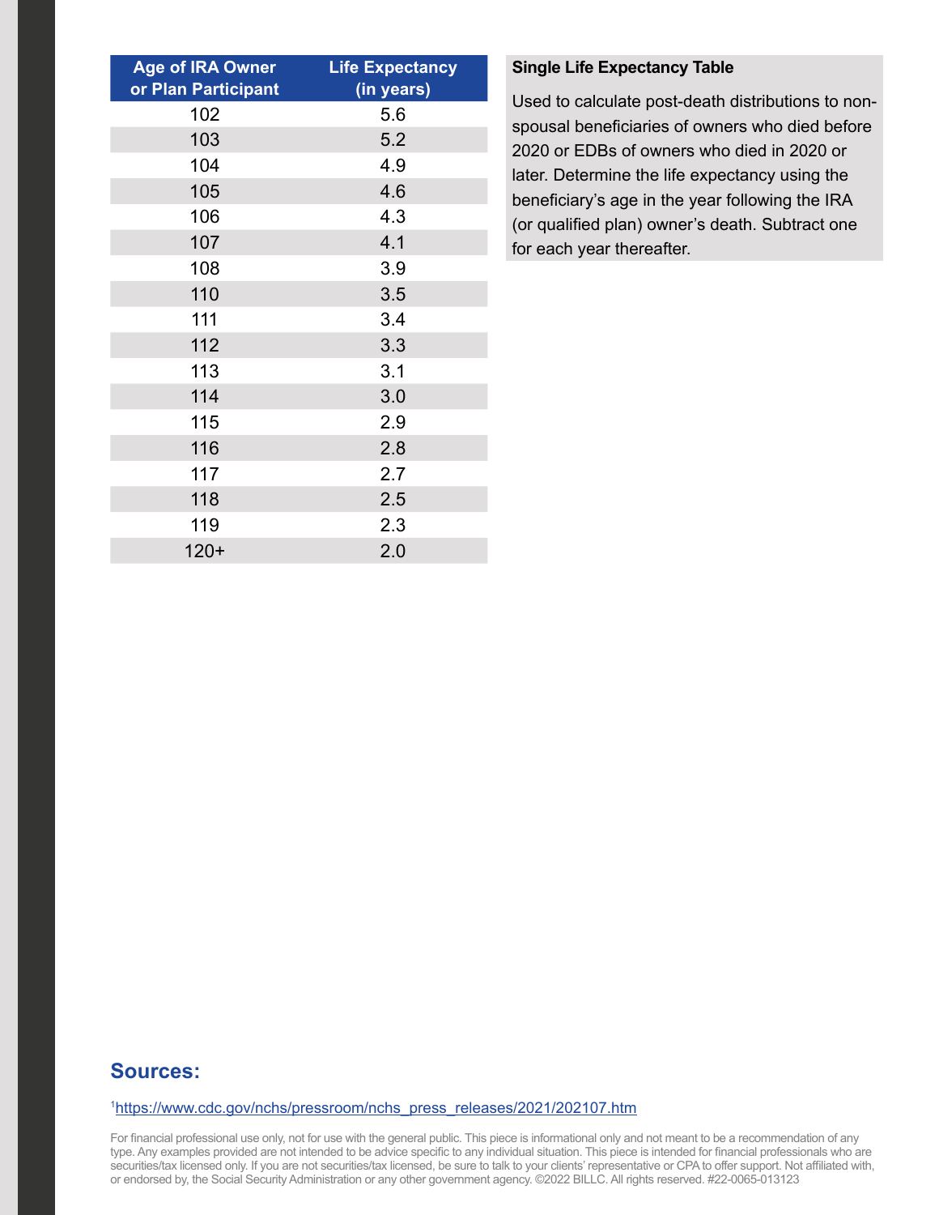| Age of IRA Owner or Plan Participant | Life Expectancy (in years) |
| --- | --- |
| 102 | 5.6 |
| 103 | 5.2 |
| 104 | 4.9 |
| 105 | 4.6 |
| 106 | 4.3 |
| 107 | 4.1 |
| 108 | 3.9 |
| 110 | 3.5 |
| 111 | 3.4 |
| 112 | 3.3 |
| 113 | 3.1 |
| 114 | 3.0 |
| 115 | 2.9 |
| 116 | 2.8 |
| 117 | 2.7 |
| 118 | 2.5 |
| 119 | 2.3 |
| 120+ | 2.0 |

**Single Life Expectancy Table**

Used to calculate post-death distributions to non-spousal beneficiaries of owners who died before 2020 or EDBs of owners who died in 2020 or later. Determine the life expectancy using the beneficiary's age in the year following the IRA (or qualified plan) owner's death. Subtract one for each year thereafter.

## Sources:

[1]https://www.cdc.gov/nchs/pressroom/nchs_press_releases/2021/202107.htm

For financial professional use only, not for use with the general public. This piece is informational only and not meant to be a recommendation of any type. Any examples provided are not intended to be advice specific to any individual situation. This piece is intended for financial professionals who are securities/tax licensed only. If you are not securities/tax licensed, be sure to talk to your clients' representative or CPA to offer support. Not affiliated with, or endorsed by, the Social Security Administration or any other government agency. ©2022 BILLC. All rights reserved. #22-0065-013123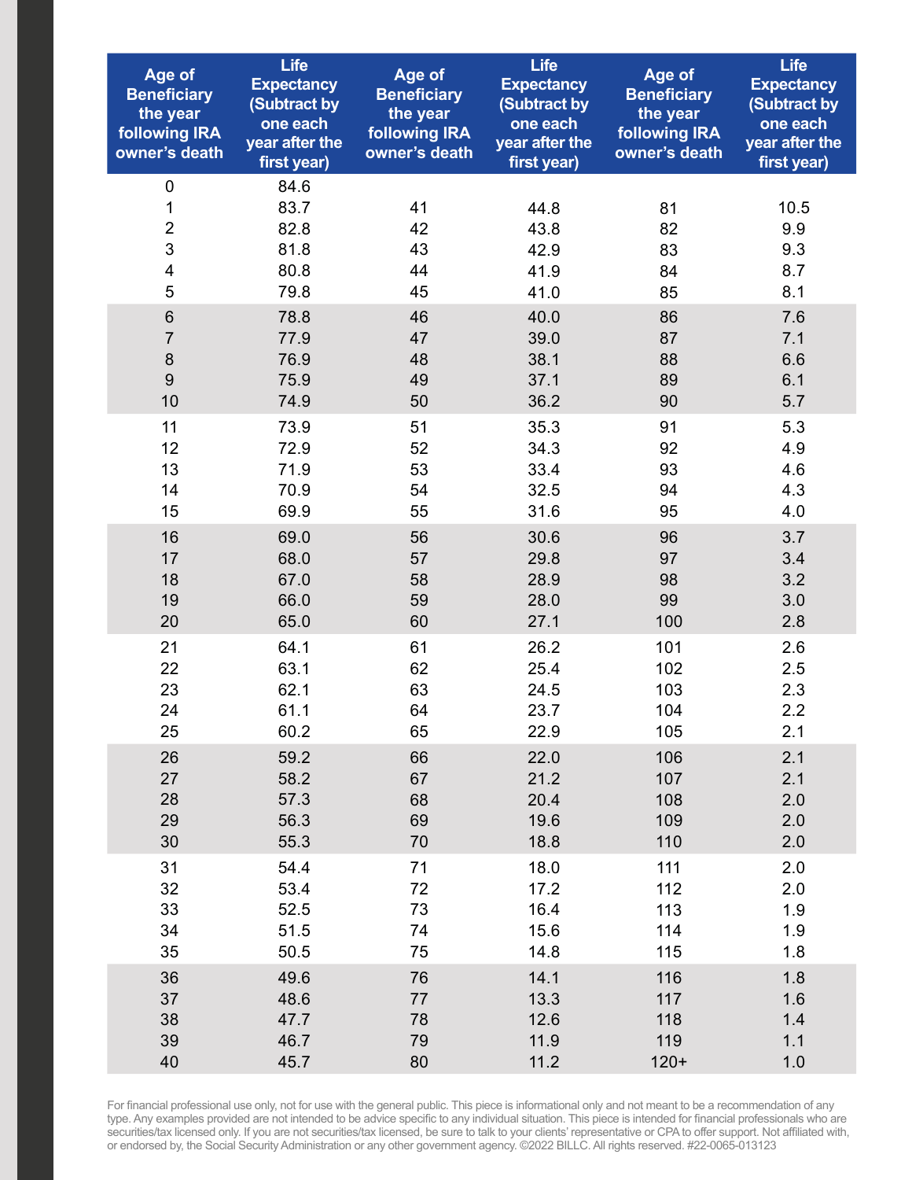| Age of Beneficiary the year following IRA owner's death | Life Expectancy (Subtract by one each year after the first year) | Age of Beneficiary the year following IRA owner's death | Life Expectancy (Subtract by one each year after the first year) | Age of Beneficiary the year following IRA owner's death | Life Expectancy (Subtract by one each year after the first year) |
|---|---|---|---|---|---|
| 0 | 84.6 | | | | |
| 1 | 83.7 | 41 | 44.8 | 81 | 10.5 |
| 2 | 82.8 | 42 | 43.8 | 82 | 9.9 |
| 3 | 81.8 | 43 | 42.9 | 83 | 9.3 |
| 4 | 80.8 | 44 | 41.9 | 84 | 8.7 |
| 5 | 79.8 | 45 | 41.0 | 85 | 8.1 |
| 6 | 78.8 | 46 | 40.0 | 86 | 7.6 |
| 7 | 77.9 | 47 | 39.0 | 87 | 7.1 |
| 8 | 76.9 | 48 | 38.1 | 88 | 6.6 |
| 9 | 75.9 | 49 | 37.1 | 89 | 6.1 |
| 10 | 74.9 | 50 | 36.2 | 90 | 5.7 |
| 11 | 73.9 | 51 | 35.3 | 91 | 5.3 |
| 12 | 72.9 | 52 | 34.3 | 92 | 4.9 |
| 13 | 71.9 | 53 | 33.4 | 93 | 4.6 |
| 14 | 70.9 | 54 | 32.5 | 94 | 4.3 |
| 15 | 69.9 | 55 | 31.6 | 95 | 4.0 |
| 16 | 69.0 | 56 | 30.6 | 96 | 3.7 |
| 17 | 68.0 | 57 | 29.8 | 97 | 3.4 |
| 18 | 67.0 | 58 | 28.9 | 98 | 3.2 |
| 19 | 66.0 | 59 | 28.0 | 99 | 3.0 |
| 20 | 65.0 | 60 | 27.1 | 100 | 2.8 |
| 21 | 64.1 | 61 | 26.2 | 101 | 2.6 |
| 22 | 63.1 | 62 | 25.4 | 102 | 2.5 |
| 23 | 62.1 | 63 | 24.5 | 103 | 2.3 |
| 24 | 61.1 | 64 | 23.7 | 104 | 2.2 |
| 25 | 60.2 | 65 | 22.9 | 105 | 2.1 |
| 26 | 59.2 | 66 | 22.0 | 106 | 2.1 |
| 27 | 58.2 | 67 | 21.2 | 107 | 2.1 |
| 28 | 57.3 | 68 | 20.4 | 108 | 2.0 |
| 29 | 56.3 | 69 | 19.6 | 109 | 2.0 |
| 30 | 55.3 | 70 | 18.8 | 110 | 2.0 |
| 31 | 54.4 | 71 | 18.0 | 111 | 2.0 |
| 32 | 53.4 | 72 | 17.2 | 112 | 2.0 |
| 33 | 52.5 | 73 | 16.4 | 113 | 1.9 |
| 34 | 51.5 | 74 | 15.6 | 114 | 1.9 |
| 35 | 50.5 | 75 | 14.8 | 115 | 1.8 |
| 36 | 49.6 | 76 | 14.1 | 116 | 1.8 |
| 37 | 48.6 | 77 | 13.3 | 117 | 1.6 |
| 38 | 47.7 | 78 | 12.6 | 118 | 1.4 |
| 39 | 46.7 | 79 | 11.9 | 119 | 1.1 |
| 40 | 45.7 | 80 | 11.2 | 120+ | 1.0 |

For financial professional use only, not for use with the general public. This piece is informational only and not meant to be a recommendation of any type. Any examples provided are not intended to be advice specific to any individual situation. This piece is intended for financial professionals who are securities/tax licensed only. If you are not securities/tax licensed, be sure to talk to your clients' representative or CPA to offer support. Not affiliated with, or endorsed by, the Social Security Administration or any other government agency. ©2022 BILLC. All rights reserved. #22-0065-013123